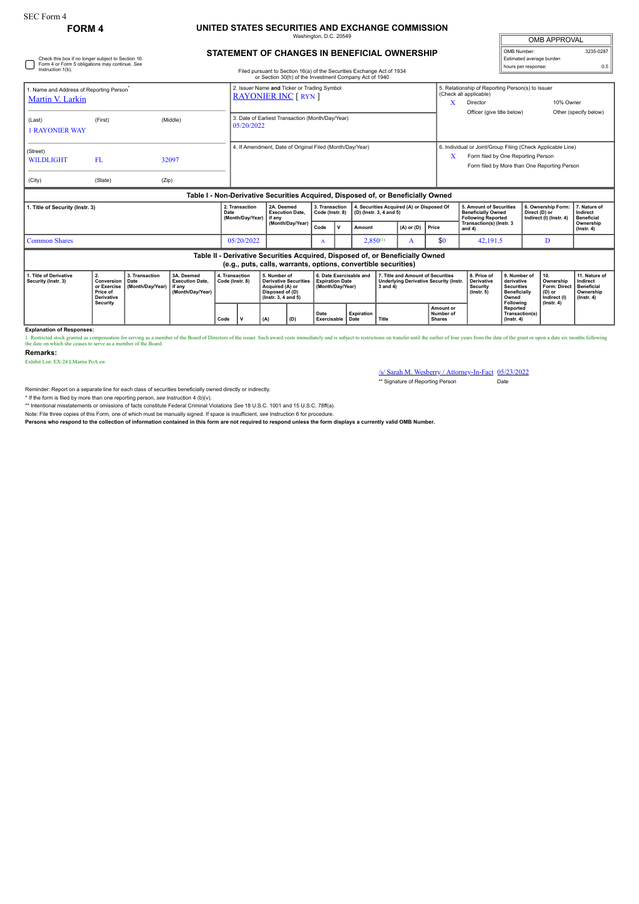SEC Form 4

**FORM 4**

# UNITED STATES SECURITIES AND EXCHANGE COMMISSION

Washington, D.C. 20549

## STATEMENT OF CHANGES IN BENEFICIAL OWNERSHIP

Filed pursuant to Section 16(a) of the Securities Exchange Act of 1934 or Section 30(h) of the Investment Company Act of 1940

| OMB APPROVAL | |
|---|---|
| OMB Number: | 3235-0287 |
| Estimated average burden | |
| hours per response: | 0.5 |

☐ Check this box if no longer subject to Section 16. Form 4 or Form 5 obligations may continue. *See* Instruction 1(b).

1. Name and Address of Reporting Person*
Martin V. Larkin

(Last) (First) (Middle)
1 RAYONIER WAY

(Street)
WILDLIGHT FL 32097

(City) (State) (Zip)

2. Issuer Name **and** Ticker or Trading Symbol
RAYONIER INC [ RYN ]

3. Date of Earliest Transaction (Month/Day/Year)
05/20/2022

4. If Amendment, Date of Original Filed (Month/Day/Year)

5. Relationship of Reporting Person(s) to Issuer (Check all applicable)
X Director
10% Owner
Officer (give title below)
Other (specify below)

6. Individual or Joint/Group Filing (Check Applicable Line)
X Form filed by One Reporting Person
Form filed by More than One Reporting Person

### Table I - Non-Derivative Securities Acquired, Disposed of, or Beneficially Owned

| 1. Title of Security (Instr. 3) | 2. Transaction Date (Month/Day/Year) | 2A. Deemed Execution Date, if any (Month/Day/Year) | 3. Transaction Code (Instr. 8) | | 4. Securities Acquired (A) or Disposed Of (D) (Instr. 3, 4 and 5) | | | 5. Amount of Securities Beneficially Owned Following Reported Transaction(s) (Instr. 3 and 4) | 6. Ownership Form: Direct (D) or Indirect (I) (Instr. 4) | 7. Nature of Indirect Beneficial Ownership (Instr. 4) |
|---|---|---|---|---|---|---|---|---|---|---|
| | | | Code | V | Amount | (A) or (D) | Price | | | |
| Common Shares | 05/20/2022 | | A | | 2,850[1] | A | $0 | 42,191.5 | D | |

### Table II - Derivative Securities Acquired, Disposed of, or Beneficially Owned (e.g., puts, calls, warrants, options, convertible securities)

| 1. Title of Derivative Security (Instr. 3) | 2. Conversion or Exercise Price of Derivative Security | 3. Transaction Date (Month/Day/Year) | 3A. Deemed Execution Date, if any (Month/Day/Year) | 4. Transaction Code (Instr. 8) | | 5. Number of Derivative Securities Acquired (A) or Disposed of (D) (Instr. 3, 4 and 5) | | 6. Date Exercisable and Expiration Date (Month/Day/Year) | | 7. Title and Amount of Securities Underlying Derivative Security (Instr. 3 and 4) | | 8. Price of Derivative Security (Instr. 5) | 9. Number of derivative Securities Beneficially Owned Following Reported Transaction(s) (Instr. 4) | 10. Ownership Form: Direct (D) or Indirect (I) (Instr. 4) | 11. Nature of Indirect Beneficial Ownership (Instr. 4) |
|---|---|---|---|---|---|---|---|---|---|---|---|---|---|---|---|
| | | | | Code | V | (A) | (D) | Date Exercisable | Expiration Date | Title | Amount or Number of Shares | | | | |

**Explanation of Responses:**

1. Restricted stock granted as compensation for serving as a member of the Board of Directors of the issuer. Such award vests immediately and is subject to restrictions on transfer until the earlier of four years from the date of the grant or upon a date six months following the date on which she ceases to serve as a member of the Board.

**Remarks:**

Exhibit List: EX-24 LMartin PoA sw

/s/ Sarah M. Wesberry / Attorney-In-Fact 05/23/2022
** Signature of Reporting Person Date

Reminder: Report on a separate line for each class of securities beneficially owned directly or indirectly.

* If the form is filed by more than one reporting person, *see* Instruction 4 (b)(v).

** Intentional misstatements or omissions of facts constitute Federal Criminal Violations *See* 18 U.S.C. 1001 and 15 U.S.C. 78ff(a).

Note: File three copies of this Form, one of which must be manually signed. If space is insufficient, *see* Instruction 6 for procedure.

**Persons who respond to the collection of information contained in this form are not required to respond unless the form displays a currently valid OMB Number.**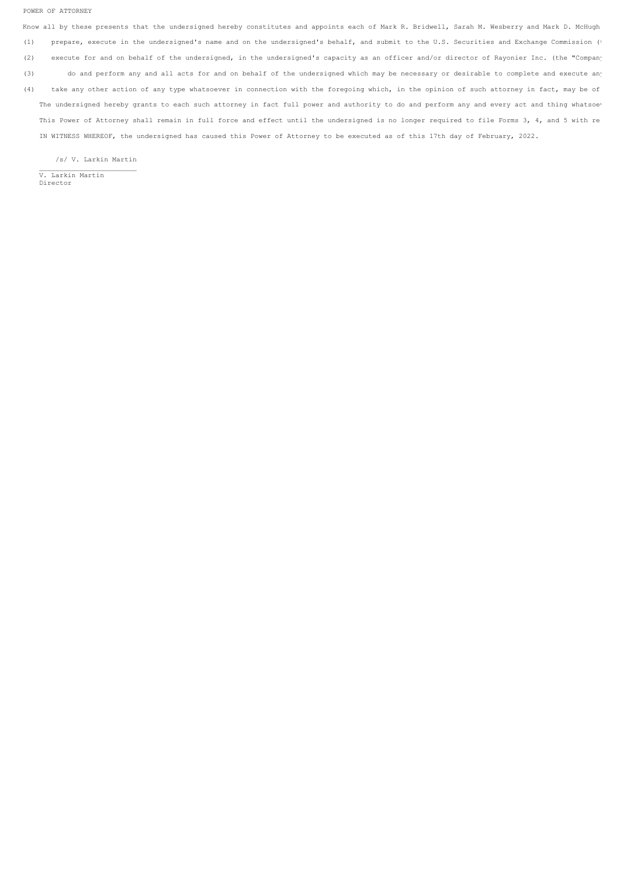POWER OF ATTORNEY

Know all by these presents that the undersigned hereby constitutes and appoints each of Mark R. Bridwell, Sarah M. Wesberry and Mark D. McHugh

(1) prepare, execute in the undersigned's name and on the undersigned's behalf, and submit to the U.S. Securities and Exchange Commission (

(2) execute for and on behalf of the undersigned, in the undersigned's capacity as an officer and/or director of Rayonier Inc. (the "Compan

(3) do and perform any and all acts for and on behalf of the undersigned which may be necessary or desirable to complete and execute an

(4) take any other action of any type whatsoever in connection with the foregoing which, in the opinion of such attorney in fact, may be of

The undersigned hereby grants to each such attorney in fact full power and authority to do and perform any and every act and thing whatsoe

This Power of Attorney shall remain in full force and effect until the undersigned is no longer required to file Forms 3, 4, and 5 with re

IN WITNESS WHEREOF, the undersigned has caused this Power of Attorney to be executed as of this 17th day of February, 2022.

/s/ V. Larkin Martin

V. Larkin Martin
Director